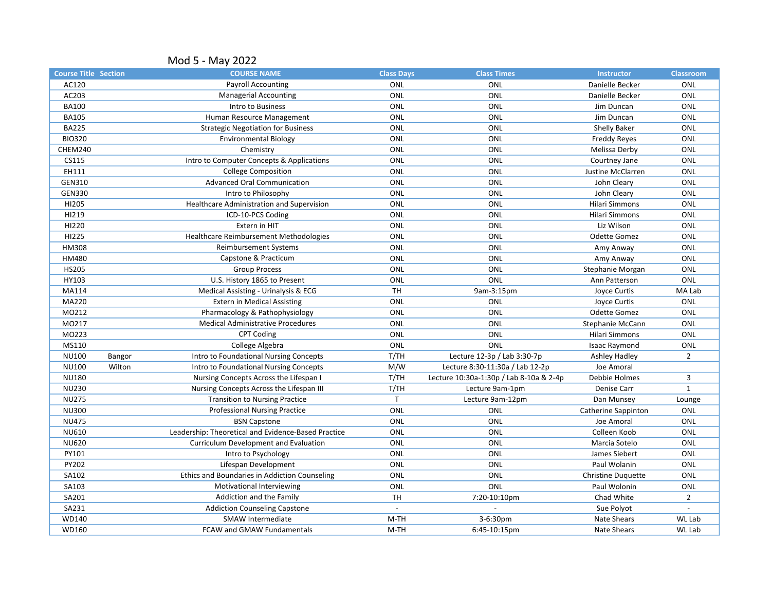# Mod 5 - May 2022

| Course Title | Section | COURSE NAME | Class Days | Class Times | Instructor | Classroom |
|---|---|---|---|---|---|---|
| AC120 | | Payroll Accounting | ONL | ONL | Danielle Becker | ONL |
| AC203 | | Managerial Accounting | ONL | ONL | Danielle Becker | ONL |
| BA100 | | Intro to Business | ONL | ONL | Jim Duncan | ONL |
| BA105 | | Human Resource Management | ONL | ONL | Jim Duncan | ONL |
| BA225 | | Strategic Negotiation for Business | ONL | ONL | Shelly Baker | ONL |
| BIO320 | | Environmental Biology | ONL | ONL | Freddy Reyes | ONL |
| CHEM240 | | Chemistry | ONL | ONL | Melissa Derby | ONL |
| CS115 | | Intro to Computer Concepts & Applications | ONL | ONL | Courtney Jane | ONL |
| EH111 | | College Composition | ONL | ONL | Justine McClarren | ONL |
| GEN310 | | Advanced Oral Communication | ONL | ONL | John Cleary | ONL |
| GEN330 | | Intro to Philosophy | ONL | ONL | John Cleary | ONL |
| HI205 | | Healthcare Administration and Supervision | ONL | ONL | Hilari Simmons | ONL |
| HI219 | | ICD-10-PCS Coding | ONL | ONL | Hilari Simmons | ONL |
| HI220 | | Extern in HIT | ONL | ONL | Liz Wilson | ONL |
| HI225 | | Healthcare Reimbursement Methodologies | ONL | ONL | Odette Gomez | ONL |
| HM308 | | Reimbursement Systems | ONL | ONL | Amy Anway | ONL |
| HM480 | | Capstone & Practicum | ONL | ONL | Amy Anway | ONL |
| HS205 | | Group Process | ONL | ONL | Stephanie Morgan | ONL |
| HY103 | | U.S. History 1865 to Present | ONL | ONL | Ann Patterson | ONL |
| MA114 | | Medical Assisting - Urinalysis & ECG | TH | 9am-3:15pm | Joyce Curtis | MA Lab |
| MA220 | | Extern in Medical Assisting | ONL | ONL | Joyce Curtis | ONL |
| MO212 | | Pharmacology & Pathophysiology | ONL | ONL | Odette Gomez | ONL |
| MO217 | | Medical Administrative Procedures | ONL | ONL | Stephanie McCann | ONL |
| MO223 | | CPT Coding | ONL | ONL | Hilari Simmons | ONL |
| MS110 | | College Algebra | ONL | ONL | Isaac Raymond | ONL |
| NU100 | Bangor | Intro to Foundational Nursing Concepts | T/TH | Lecture 12-3p / Lab 3:30-7p | Ashley Hadley | 2 |
| NU100 | Wilton | Intro to Foundational Nursing Concepts | M/W | Lecture 8:30-11:30a / Lab 12-2p | Joe Amoral | |
| NU180 | | Nursing Concepts Across the Lifespan I | T/TH | Lecture 10:30a-1:30p / Lab 8-10a & 2-4p | Debbie Holmes | 3 |
| NU230 | | Nursing Concepts Across the Lifespan III | T/TH | Lecture 9am-1pm | Denise Carr | 1 |
| NU275 | | Transition to Nursing Practice | T | Lecture 9am-12pm | Dan Munsey | Lounge |
| NU300 | | Professional Nursing Practice | ONL | ONL | Catherine Sappinton | ONL |
| NU475 | | BSN Capstone | ONL | ONL | Joe Amoral | ONL |
| NU610 | | Leadership: Theoretical and Evidence-Based Practice | ONL | ONL | Colleen Koob | ONL |
| NU620 | | Curriculum Development and Evaluation | ONL | ONL | Marcia Sotelo | ONL |
| PY101 | | Intro to Psychology | ONL | ONL | James Siebert | ONL |
| PY202 | | Lifespan Development | ONL | ONL | Paul Wolanin | ONL |
| SA102 | | Ethics and Boundaries in Addiction Counseling | ONL | ONL | Christine Duquette | ONL |
| SA103 | | Motivational Interviewing | ONL | ONL | Paul Wolonin | ONL |
| SA201 | | Addiction and the Family | TH | 7:20-10:10pm | Chad White | 2 |
| SA231 | | Addiction Counseling Capstone | - | - | Sue Polyot | - |
| WD140 | | SMAW Intermediate | M-TH | 3-6:30pm | Nate Shears | WL Lab |
| WD160 | | FCAW and GMAW Fundamentals | M-TH | 6:45-10:15pm | Nate Shears | WL Lab |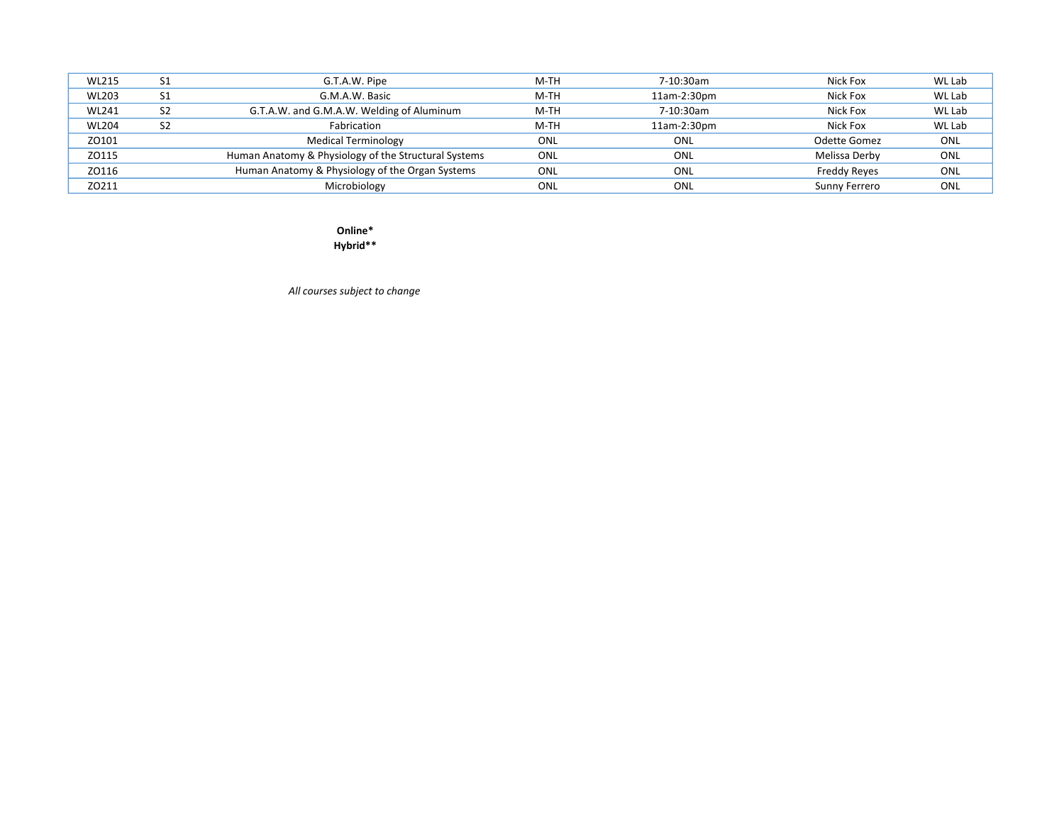| | | | | | | |
|---|---|---|---|---|---|---|
| WL215 | S1 | G.T.A.W. Pipe | M-TH | 7-10:30am | Nick Fox | WL Lab |
| WL203 | S1 | G.M.A.W. Basic | M-TH | 11am-2:30pm | Nick Fox | WL Lab |
| WL241 | S2 | G.T.A.W. and G.M.A.W. Welding of Aluminum | M-TH | 7-10:30am | Nick Fox | WL Lab |
| WL204 | S2 | Fabrication | M-TH | 11am-2:30pm | Nick Fox | WL Lab |
| ZO101 | | Medical Terminology | ONL | ONL | Odette Gomez | ONL |
| ZO115 | | Human Anatomy & Physiology of the Structural Systems | ONL | ONL | Melissa Derby | ONL |
| ZO116 | | Human Anatomy & Physiology of the Organ Systems | ONL | ONL | Freddy Reyes | ONL |
| ZO211 | | Microbiology | ONL | ONL | Sunny Ferrero | ONL |

**Online***
**Hybrid****

*All courses subject to change*